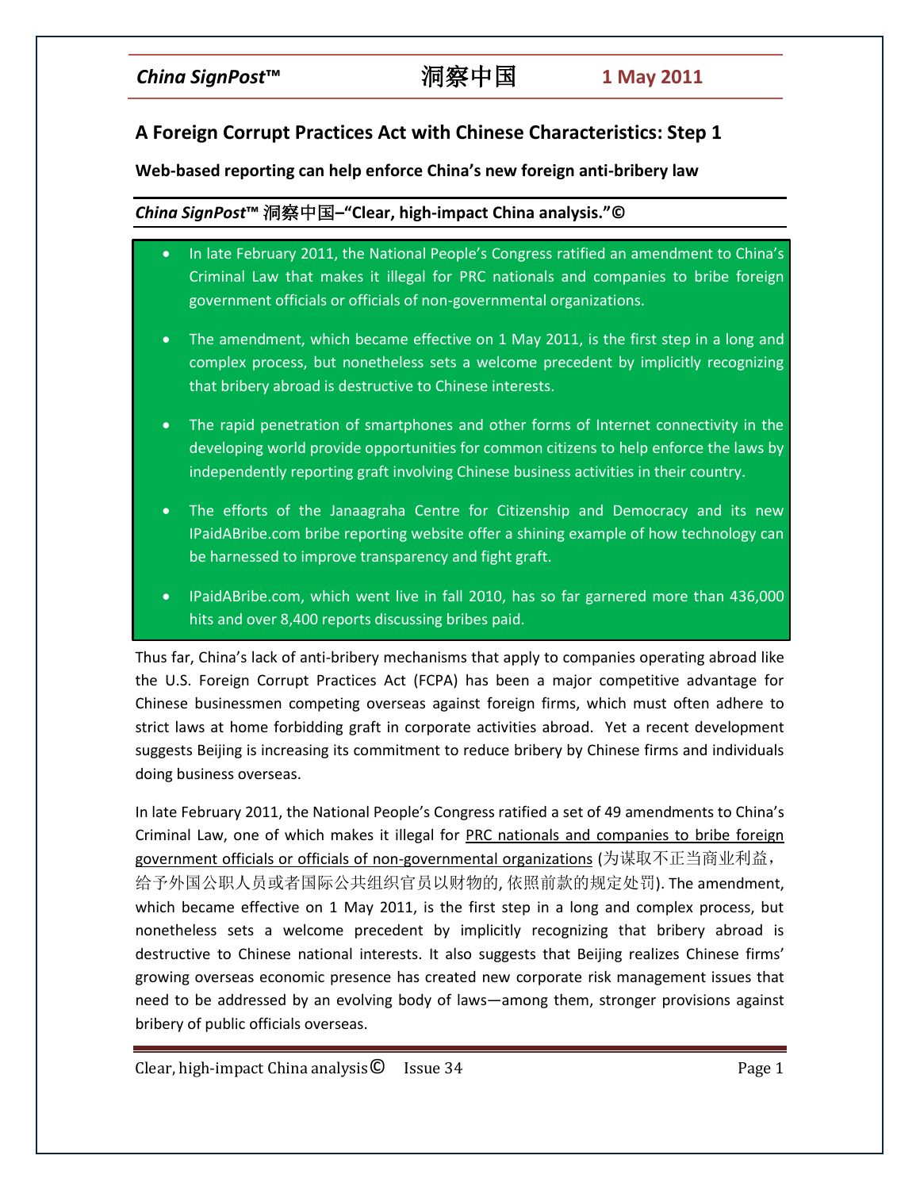# A Foreign Corrupt Practices Act with Chinese Characteristics: Step 1

**Web-based reporting can help enforce China's new foreign anti-bribery law**

***China SignPost*™ 洞察中国–"Clear, high-impact China analysis."©**

- In late February 2011, the National People's Congress ratified an amendment to China's Criminal Law that makes it illegal for PRC nationals and companies to bribe foreign government officials or officials of non-governmental organizations.
- The amendment, which became effective on 1 May 2011, is the first step in a long and complex process, but nonetheless sets a welcome precedent by implicitly recognizing that bribery abroad is destructive to Chinese interests.
- The rapid penetration of smartphones and other forms of Internet connectivity in the developing world provide opportunities for common citizens to help enforce the laws by independently reporting graft involving Chinese business activities in their country.
- The efforts of the Janaagraha Centre for Citizenship and Democracy and its new IPaidABribe.com bribe reporting website offer a shining example of how technology can be harnessed to improve transparency and fight graft.
- IPaidABribe.com, which went live in fall 2010, has so far garnered more than 436,000 hits and over 8,400 reports discussing bribes paid.

Thus far, China's lack of anti-bribery mechanisms that apply to companies operating abroad like the U.S. Foreign Corrupt Practices Act (FCPA) has been a major competitive advantage for Chinese businessmen competing overseas against foreign firms, which must often adhere to strict laws at home forbidding graft in corporate activities abroad. Yet a recent development suggests Beijing is increasing its commitment to reduce bribery by Chinese firms and individuals doing business overseas.

In late February 2011, the National People's Congress ratified a set of 49 amendments to China's Criminal Law, one of which makes it illegal for PRC nationals and companies to bribe foreign government officials or officials of non-governmental organizations (为谋取不正当商业利益，给予外国公职人员或者国际公共组织官员以财物的, 依照前款的规定处罚). The amendment, which became effective on 1 May 2011, is the first step in a long and complex process, but nonetheless sets a welcome precedent by implicitly recognizing that bribery abroad is destructive to Chinese national interests. It also suggests that Beijing realizes Chinese firms' growing overseas economic presence has created new corporate risk management issues that need to be addressed by an evolving body of laws—among them, stronger provisions against bribery of public officials overseas.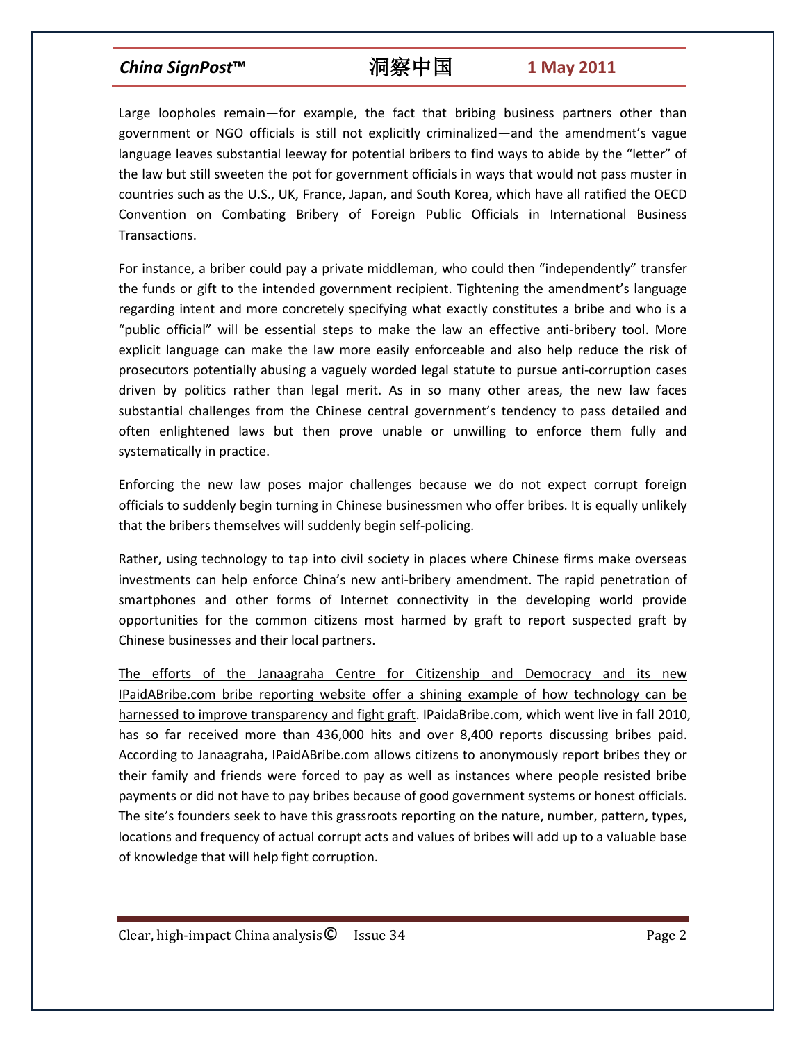Large loopholes remain—for example, the fact that bribing business partners other than government or NGO officials is still not explicitly criminalized—and the amendment's vague language leaves substantial leeway for potential bribers to find ways to abide by the "letter" of the law but still sweeten the pot for government officials in ways that would not pass muster in countries such as the U.S., UK, France, Japan, and South Korea, which have all ratified the OECD Convention on Combating Bribery of Foreign Public Officials in International Business Transactions.

For instance, a briber could pay a private middleman, who could then "independently" transfer the funds or gift to the intended government recipient. Tightening the amendment's language regarding intent and more concretely specifying what exactly constitutes a bribe and who is a "public official" will be essential steps to make the law an effective anti-bribery tool. More explicit language can make the law more easily enforceable and also help reduce the risk of prosecutors potentially abusing a vaguely worded legal statute to pursue anti-corruption cases driven by politics rather than legal merit. As in so many other areas, the new law faces substantial challenges from the Chinese central government's tendency to pass detailed and often enlightened laws but then prove unable or unwilling to enforce them fully and systematically in practice.

Enforcing the new law poses major challenges because we do not expect corrupt foreign officials to suddenly begin turning in Chinese businessmen who offer bribes. It is equally unlikely that the bribers themselves will suddenly begin self-policing.

Rather, using technology to tap into civil society in places where Chinese firms make overseas investments can help enforce China's new anti-bribery amendment. The rapid penetration of smartphones and other forms of Internet connectivity in the developing world provide opportunities for the common citizens most harmed by graft to report suspected graft by Chinese businesses and their local partners.

The efforts of the Janaagraha Centre for Citizenship and Democracy and its new IPaidABribe.com bribe reporting website offer a shining example of how technology can be harnessed to improve transparency and fight graft. IPaidaBribe.com, which went live in fall 2010, has so far received more than 436,000 hits and over 8,400 reports discussing bribes paid. According to Janaagraha, IPaidABribe.com allows citizens to anonymously report bribes they or their family and friends were forced to pay as well as instances where people resisted bribe payments or did not have to pay bribes because of good government systems or honest officials. The site's founders seek to have this grassroots reporting on the nature, number, pattern, types, locations and frequency of actual corrupt acts and values of bribes will add up to a valuable base of knowledge that will help fight corruption.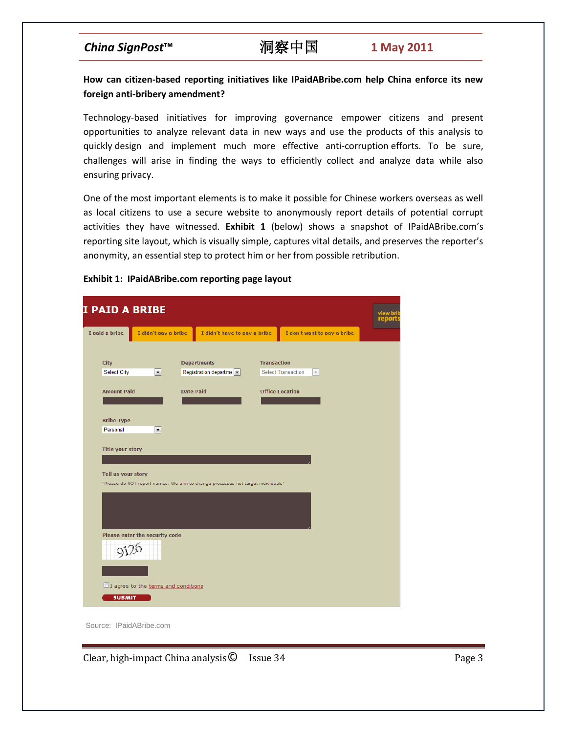**How can citizen-based reporting initiatives like IPaidABribe.com help China enforce its new foreign anti-bribery amendment?**

Technology-based initiatives for improving governance empower citizens and present opportunities to analyze relevant data in new ways and use the products of this analysis to quickly design and implement much more effective anti-corruption efforts. To be sure, challenges will arise in finding the ways to efficiently collect and analyze data while also ensuring privacy.

One of the most important elements is to make it possible for Chinese workers overseas as well as local citizens to use a secure website to anonymously report details of potential corrupt activities they have witnessed. **Exhibit 1** (below) shows a snapshot of IPaidABribe.com's reporting site layout, which is visually simple, captures vital details, and preserves the reporter's anonymity, an essential step to protect him or her from possible retribution.

**Exhibit 1: IPaidABribe.com reporting page layout**

Source: IPaidABribe.com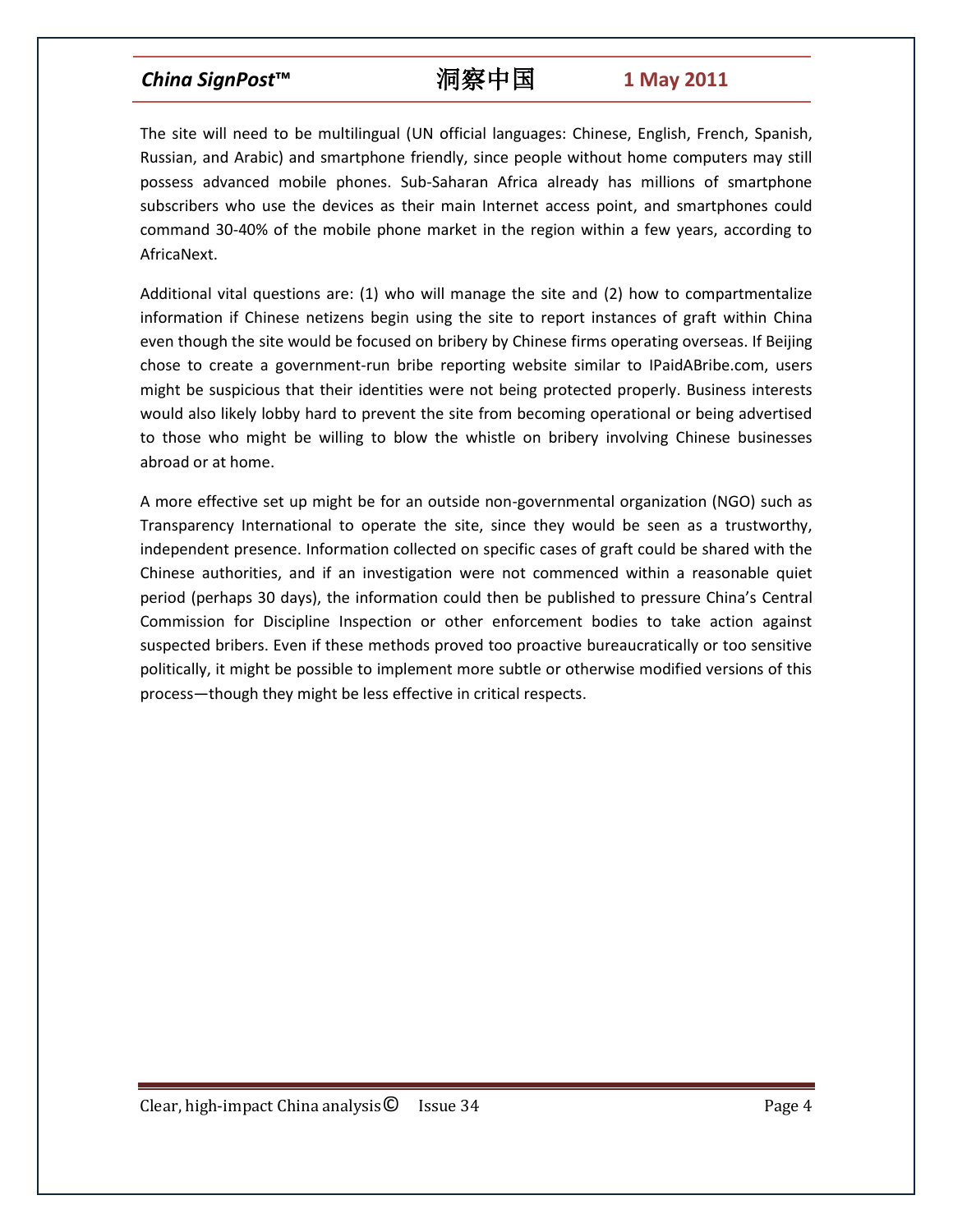The site will need to be multilingual (UN official languages: Chinese, English, French, Spanish, Russian, and Arabic) and smartphone friendly, since people without home computers may still possess advanced mobile phones. Sub-Saharan Africa already has millions of smartphone subscribers who use the devices as their main Internet access point, and smartphones could command 30-40% of the mobile phone market in the region within a few years, according to AfricaNext.

Additional vital questions are: (1) who will manage the site and (2) how to compartmentalize information if Chinese netizens begin using the site to report instances of graft within China even though the site would be focused on bribery by Chinese firms operating overseas. If Beijing chose to create a government-run bribe reporting website similar to IPaidABribe.com, users might be suspicious that their identities were not being protected properly. Business interests would also likely lobby hard to prevent the site from becoming operational or being advertised to those who might be willing to blow the whistle on bribery involving Chinese businesses abroad or at home.

A more effective set up might be for an outside non-governmental organization (NGO) such as Transparency International to operate the site, since they would be seen as a trustworthy, independent presence. Information collected on specific cases of graft could be shared with the Chinese authorities, and if an investigation were not commenced within a reasonable quiet period (perhaps 30 days), the information could then be published to pressure China's Central Commission for Discipline Inspection or other enforcement bodies to take action against suspected bribers. Even if these methods proved too proactive bureaucratically or too sensitive politically, it might be possible to implement more subtle or otherwise modified versions of this process—though they might be less effective in critical respects.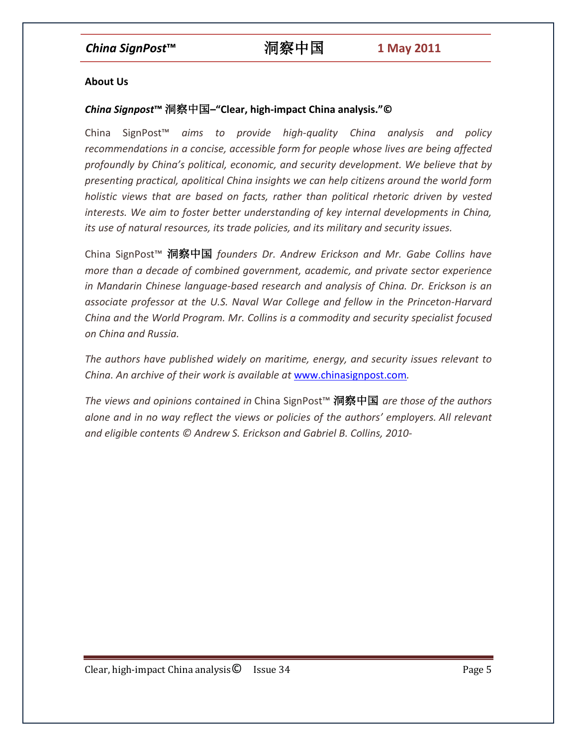**About Us**

***China Signpost*™ 洞察中国–"Clear, high-impact China analysis."©**

China SignPost™ *aims to provide high-quality China analysis and policy recommendations in a concise, accessible form for people whose lives are being affected profoundly by China's political, economic, and security development. We believe that by presenting practical, apolitical China insights we can help citizens around the world form holistic views that are based on facts, rather than political rhetoric driven by vested interests. We aim to foster better understanding of key internal developments in China, its use of natural resources, its trade policies, and its military and security issues.*

China SignPost™ 洞察中国 *founders Dr. Andrew Erickson and Mr. Gabe Collins have more than a decade of combined government, academic, and private sector experience in Mandarin Chinese language-based research and analysis of China. Dr. Erickson is an associate professor at the U.S. Naval War College and fellow in the Princeton-Harvard China and the World Program. Mr. Collins is a commodity and security specialist focused on China and Russia.*

*The authors have published widely on maritime, energy, and security issues relevant to China. An archive of their work is available at* [www.chinasignpost.com](http://www.chinasignpost.com).

*The views and opinions contained in* China SignPost™ 洞察中国 *are those of the authors alone and in no way reflect the views or policies of the authors' employers. All relevant and eligible contents © Andrew S. Erickson and Gabriel B. Collins, 2010-*